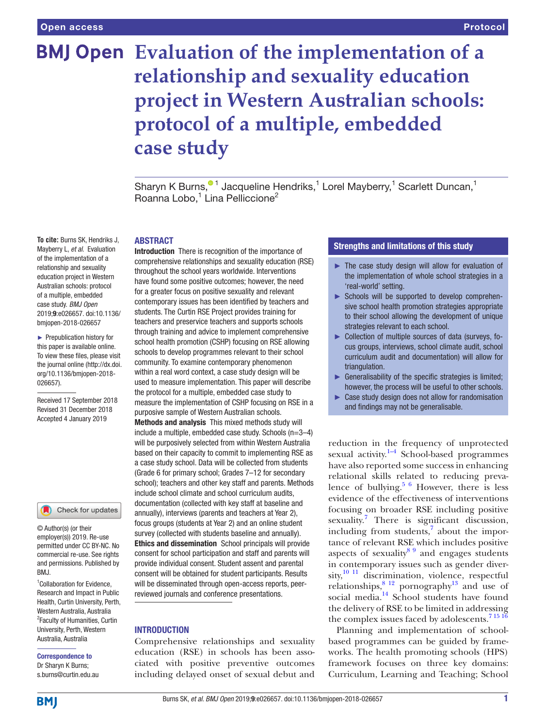Open access | Protocol

# Evaluation of the implementation of a relationship and sexuality education project in Western Australian schools: protocol of a multiple, embedded case study

Sharyn K Burns,[1] Jacqueline Hendriks,[1] Lorel Mayberry,[1] Scarlett Duncan,[1] Roanna Lobo,[1] Lina Pelliccione[2]

**To cite:** Burns SK, Hendriks J, Mayberry L, *et al*. Evaluation of the implementation of a relationship and sexuality education project in Western Australian schools: protocol of a multiple, embedded case study. *BMJ Open* 2019;**9**:e026657. doi:10.1136/bmjopen-2018-026657

► Prepublication history for this paper is available online. To view these files, please visit the journal online (http://dx.doi.org/10.1136/bmjopen-2018-026657).

Received 17 September 2018
Revised 31 December 2018
Accepted 4 January 2019

© Author(s) (or their employer(s)) 2019. Re-use permitted under CC BY-NC. No commercial re-use. See rights and permissions. Published by BMJ.

[1]Collaboration for Evidence, Research and Impact in Public Health, Curtin University, Perth, Western Australia, Australia
[2]Faculty of Humanities, Curtin University, Perth, Western Australia, Australia

**Correspondence to**
Dr Sharyn K Burns;
s.burns@curtin.edu.au

## ABSTRACT

**Introduction** There is recognition of the importance of comprehensive relationships and sexuality education (RSE) throughout the school years worldwide. Interventions have found some positive outcomes; however, the need for a greater focus on positive sexuality and relevant contemporary issues has been identified by teachers and students. The Curtin RSE Project provides training for teachers and preservice teachers and supports schools through training and advice to implement comprehensive school health promotion (CSHP) focusing on RSE allowing schools to develop programmes relevant to their school community. To examine contemporary phenomenon within a real word context, a case study design will be used to measure implementation. This paper will describe the protocol for a multiple, embedded case study to measure the implementation of CSHP focusing on RSE in a purposive sample of Western Australian schools.

**Methods and analysis** This mixed methods study will include a multiple, embedded case study. Schools (n=3–4) will be purposively selected from within Western Australia based on their capacity to commit to implementing RSE as a case study school. Data will be collected from students (Grade 6 for primary school; Grades 7–12 for secondary school); teachers and other key staff and parents. Methods include school climate and school curriculum audits, documentation (collected with key staff at baseline and annually), interviews (parents and teachers at Year 2), focus groups (students at Year 2) and an online student survey (collected with students baseline and annually).

**Ethics and dissemination** School principals will provide consent for school participation and staff and parents will provide individual consent. Student assent and parental consent will be obtained for student participants. Results will be disseminated through open-access reports, peer-reviewed journals and conference presentations.

### Strengths and limitations of this study

- ► The case study design will allow for evaluation of the implementation of whole school strategies in a 'real-world' setting.
- ► Schools will be supported to develop comprehensive school health promotion strategies appropriate to their school allowing the development of unique strategies relevant to each school.
- ► Collection of multiple sources of data (surveys, focus groups, interviews, school climate audit, school curriculum audit and documentation) will allow for triangulation.
- ► Generalisability of the specific strategies is limited; however, the process will be useful to other schools.
- ► Case study design does not allow for randomisation and findings may not be generalisable.

## INTRODUCTION

Comprehensive relationships and sexuality education (RSE) in schools has been associated with positive preventive outcomes including delayed onset of sexual debut and reduction in the frequency of unprotected sexual activity.[1–4] School-based programmes have also reported some success in enhancing relational skills related to reducing prevalence of bullying.[5 6] However, there is less evidence of the effectiveness of interventions focusing on broader RSE including positive sexuality.[7] There is significant discussion, including from students,[7] about the importance of relevant RSE which includes positive aspects of sexuality[8 9] and engages students in contemporary issues such as gender diversity,[10 11] discrimination, violence, respectful relationships,[8 12] pornography[13] and use of social media.[14] School students have found the delivery of RSE to be limited in addressing the complex issues faced by adolescents.[7 15 16]

Planning and implementation of school-based programmes can be guided by frameworks. The health promoting schools (HPS) framework focuses on three key domains: Curriculum, Learning and Teaching; School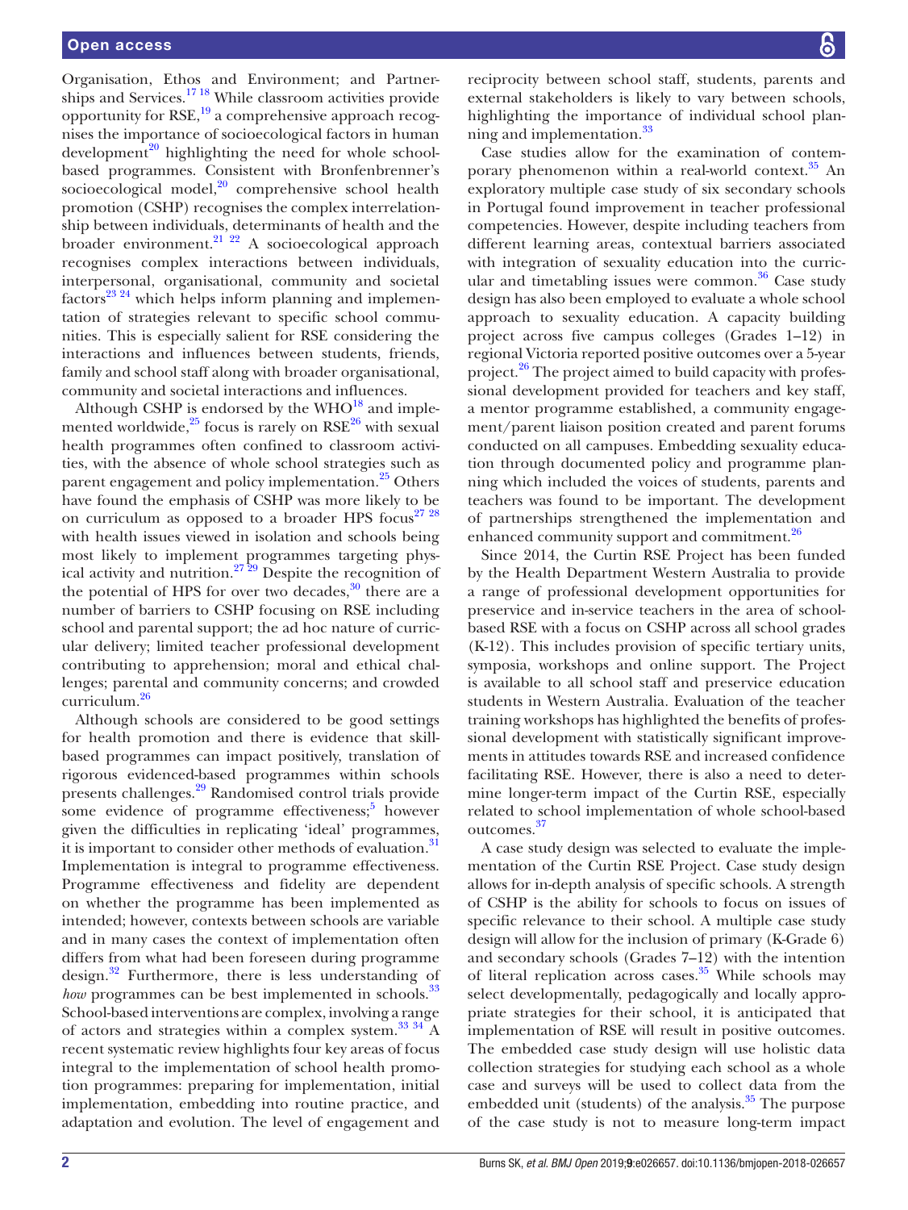Organisation, Ethos and Environment; and Partnerships and Services.[17 18] While classroom activities provide opportunity for RSE,[19] a comprehensive approach recognises the importance of socioecological factors in human development[20] highlighting the need for whole school-based programmes. Consistent with Bronfenbrenner's socioecological model,[20] comprehensive school health promotion (CSHP) recognises the complex interrelationship between individuals, determinants of health and the broader environment.[21 22] A socioecological approach recognises complex interactions between individuals, interpersonal, organisational, community and societal factors[23 24] which helps inform planning and implementation of strategies relevant to specific school communities. This is especially salient for RSE considering the interactions and influences between students, friends, family and school staff along with broader organisational, community and societal interactions and influences.

Although CSHP is endorsed by the WHO[18] and implemented worldwide,[25] focus is rarely on RSE[26] with sexual health programmes often confined to classroom activities, with the absence of whole school strategies such as parent engagement and policy implementation.[25] Others have found the emphasis of CSHP was more likely to be on curriculum as opposed to a broader HPS focus[27 28] with health issues viewed in isolation and schools being most likely to implement programmes targeting physical activity and nutrition.[27 29] Despite the recognition of the potential of HPS for over two decades,[30] there are a number of barriers to CSHP focusing on RSE including school and parental support; the ad hoc nature of curricular delivery; limited teacher professional development contributing to apprehension; moral and ethical challenges; parental and community concerns; and crowded curriculum.[26]

Although schools are considered to be good settings for health promotion and there is evidence that skill-based programmes can impact positively, translation of rigorous evidenced-based programmes within schools presents challenges.[29] Randomised control trials provide some evidence of programme effectiveness;[5] however given the difficulties in replicating 'ideal' programmes, it is important to consider other methods of evaluation.[31] Implementation is integral to programme effectiveness. Programme effectiveness and fidelity are dependent on whether the programme has been implemented as intended; however, contexts between schools are variable and in many cases the context of implementation often differs from what had been foreseen during programme design.[32] Furthermore, there is less understanding of *how* programmes can be best implemented in schools.[33] School-based interventions are complex, involving a range of actors and strategies within a complex system.[33 34] A recent systematic review highlights four key areas of focus integral to the implementation of school health promotion programmes: preparing for implementation, initial implementation, embedding into routine practice, and adaptation and evolution. The level of engagement and reciprocity between school staff, students, parents and external stakeholders is likely to vary between schools, highlighting the importance of individual school planning and implementation.[33]

Case studies allow for the examination of contemporary phenomenon within a real-world context.[35] An exploratory multiple case study of six secondary schools in Portugal found improvement in teacher professional competencies. However, despite including teachers from different learning areas, contextual barriers associated with integration of sexuality education into the curricular and timetabling issues were common.[36] Case study design has also been employed to evaluate a whole school approach to sexuality education. A capacity building project across five campus colleges (Grades 1–12) in regional Victoria reported positive outcomes over a 5-year project.[26] The project aimed to build capacity with professional development provided for teachers and key staff, a mentor programme established, a community engagement/parent liaison position created and parent forums conducted on all campuses. Embedding sexuality education through documented policy and programme planning which included the voices of students, parents and teachers was found to be important. The development of partnerships strengthened the implementation and enhanced community support and commitment.[26]

Since 2014, the Curtin RSE Project has been funded by the Health Department Western Australia to provide a range of professional development opportunities for preservice and in-service teachers in the area of school-based RSE with a focus on CSHP across all school grades (K-12). This includes provision of specific tertiary units, symposia, workshops and online support. The Project is available to all school staff and preservice education students in Western Australia. Evaluation of the teacher training workshops has highlighted the benefits of professional development with statistically significant improvements in attitudes towards RSE and increased confidence facilitating RSE. However, there is also a need to determine longer-term impact of the Curtin RSE, especially related to school implementation of whole school-based outcomes.[37]

A case study design was selected to evaluate the implementation of the Curtin RSE Project. Case study design allows for in-depth analysis of specific schools. A strength of CSHP is the ability for schools to focus on issues of specific relevance to their school. A multiple case study design will allow for the inclusion of primary (K-Grade 6) and secondary schools (Grades 7–12) with the intention of literal replication across cases.[35] While schools may select developmentally, pedagogically and locally appropriate strategies for their school, it is anticipated that implementation of RSE will result in positive outcomes. The embedded case study design will use holistic data collection strategies for studying each school as a whole case and surveys will be used to collect data from the embedded unit (students) of the analysis.[35] The purpose of the case study is not to measure long-term impact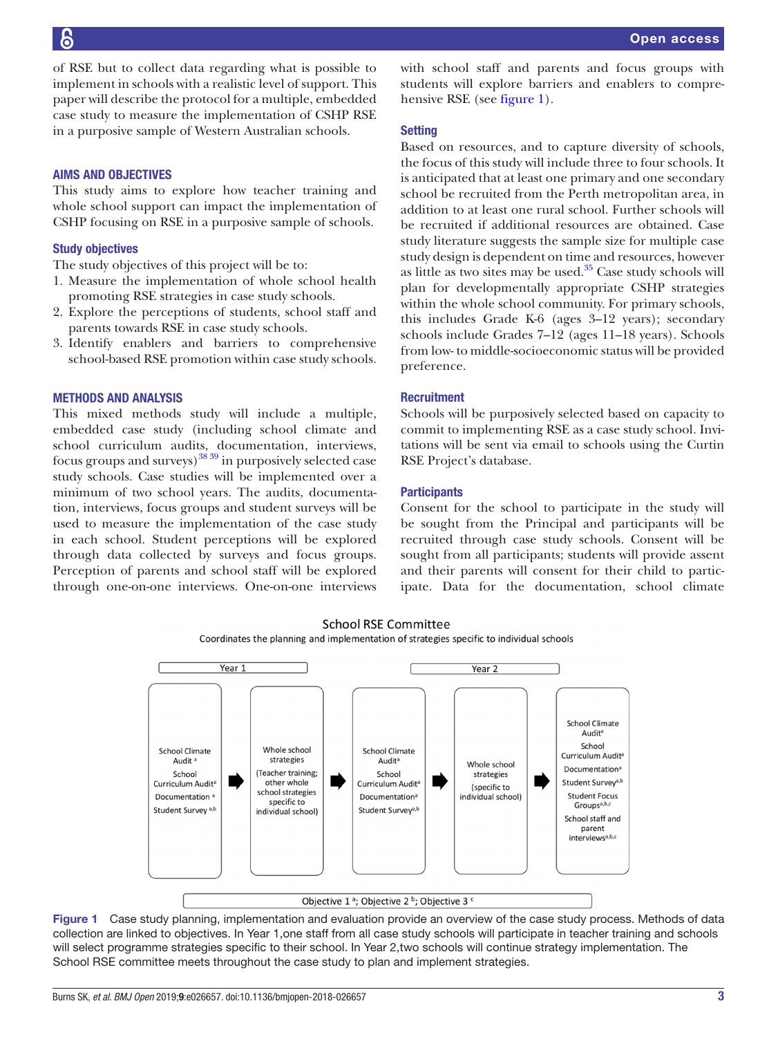of RSE but to collect data regarding what is possible to implement in schools with a realistic level of support. This paper will describe the protocol for a multiple, embedded case study to measure the implementation of CSHP RSE in a purposive sample of Western Australian schools.

## AIMS AND OBJECTIVES

This study aims to explore how teacher training and whole school support can impact the implementation of CSHP focusing on RSE in a purposive sample of schools.

### Study objectives

The study objectives of this project will be to:

1. Measure the implementation of whole school health promoting RSE strategies in case study schools.
2. Explore the perceptions of students, school staff and parents towards RSE in case study schools.
3. Identify enablers and barriers to comprehensive school-based RSE promotion within case study schools.

## METHODS AND ANALYSIS

This mixed methods study will include a multiple, embedded case study (including school climate and school curriculum audits, documentation, interviews, focus groups and surveys)[38 39] in purposively selected case study schools. Case studies will be implemented over a minimum of two school years. The audits, documentation, interviews, focus groups and student surveys will be used to measure the implementation of the case study in each school. Student perceptions will be explored through data collected by surveys and focus groups. Perception of parents and school staff will be explored through one-on-one interviews. One-on-one interviews with school staff and parents and focus groups with students will explore barriers and enablers to comprehensive RSE (see figure 1).

### Setting

Based on resources, and to capture diversity of schools, the focus of this study will include three to four schools. It is anticipated that at least one primary and one secondary school be recruited from the Perth metropolitan area, in addition to at least one rural school. Further schools will be recruited if additional resources are obtained. Case study literature suggests the sample size for multiple case study design is dependent on time and resources, however as little as two sites may be used.[35] Case study schools will plan for developmentally appropriate CSHP strategies within the whole school community. For primary schools, this includes Grade K-6 (ages 3–12 years); secondary schools include Grades 7–12 (ages 11–18 years). Schools from low- to middle-socioeconomic status will be provided preference.

### Recruitment

Schools will be purposively selected based on capacity to commit to implementing RSE as a case study school. Invitations will be sent via email to schools using the Curtin RSE Project's database.

### Participants

Consent for the school to participate in the study will be sought from the Principal and participants will be recruited through case study schools. Consent will be sought from all participants; students will provide assent and their parents will consent for their child to participate. Data for the documentation, school climate

School RSE Committee

Coordinates the planning and implementation of strategies specific to individual schools

| Year 1 | | | Year 2 | |
|---|---|---|---|---|
| School Climate Audit [a]<br>School Curriculum Audit[a]<br>Documentation [a]<br>Student Survey [a,b] | Whole school strategies<br>(Teacher training; other whole school strategies specific to individual school) | School Climate Audit[a]<br>School Curriculum Audit[a]<br>Documentation[a]<br>Student Survey[a,b] | Whole school strategies<br>(specific to individual school) | School Climate Audit[a]<br>School Curriculum Audit[a]<br>Documentation[a]<br>Student Survey[a,b]<br>Student Focus Groups[a,b,c]<br>School staff and parent interviews[a,b,c] |

Objective 1 [a]; Objective 2 [b]; Objective 3 [c]

**Figure 1** Case study planning, implementation and evaluation provide an overview of the case study process. Methods of data collection are linked to objectives. In Year 1,one staff from all case study schools will participate in teacher training and schools will select programme strategies specific to their school. In Year 2,two schools will continue strategy implementation. The School RSE committee meets throughout the case study to plan and implement strategies.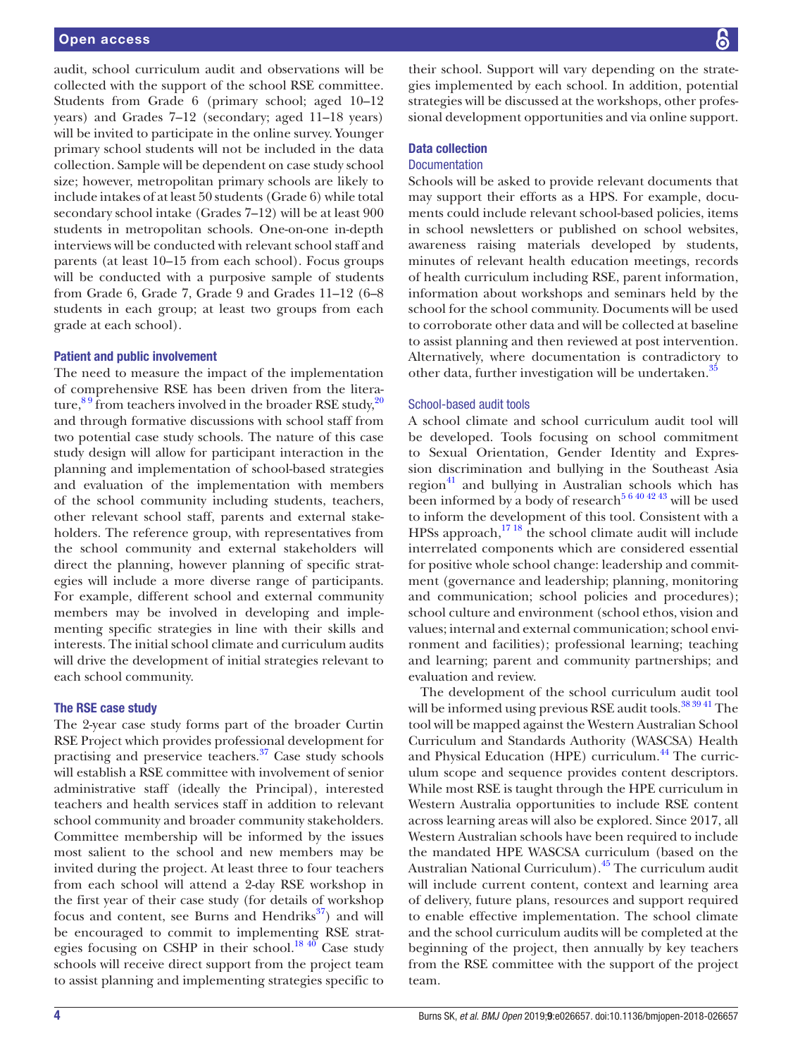audit, school curriculum audit and observations will be collected with the support of the school RSE committee. Students from Grade 6 (primary school; aged 10–12 years) and Grades 7–12 (secondary; aged 11–18 years) will be invited to participate in the online survey. Younger primary school students will not be included in the data collection. Sample will be dependent on case study school size; however, metropolitan primary schools are likely to include intakes of at least 50 students (Grade 6) while total secondary school intake (Grades 7–12) will be at least 900 students in metropolitan schools. One-on-one in-depth interviews will be conducted with relevant school staff and parents (at least 10–15 from each school). Focus groups will be conducted with a purposive sample of students from Grade 6, Grade 7, Grade 9 and Grades 11–12 (6–8 students in each group; at least two groups from each grade at each school).

### Patient and public involvement

The need to measure the impact of the implementation of comprehensive RSE has been driven from the literature,[8 9] from teachers involved in the broader RSE study,[20] and through formative discussions with school staff from two potential case study schools. The nature of this case study design will allow for participant interaction in the planning and implementation of school-based strategies and evaluation of the implementation with members of the school community including students, teachers, other relevant school staff, parents and external stakeholders. The reference group, with representatives from the school community and external stakeholders will direct the planning, however planning of specific strategies will include a more diverse range of participants. For example, different school and external community members may be involved in developing and implementing specific strategies in line with their skills and interests. The initial school climate and curriculum audits will drive the development of initial strategies relevant to each school community.

### The RSE case study

The 2-year case study forms part of the broader Curtin RSE Project which provides professional development for practising and preservice teachers.[37] Case study schools will establish a RSE committee with involvement of senior administrative staff (ideally the Principal), interested teachers and health services staff in addition to relevant school community and broader community stakeholders. Committee membership will be informed by the issues most salient to the school and new members may be invited during the project. At least three to four teachers from each school will attend a 2-day RSE workshop in the first year of their case study (for details of workshop focus and content, see Burns and Hendriks[37]) and will be encouraged to commit to implementing RSE strategies focusing on CSHP in their school.[18 40] Case study schools will receive direct support from the project team to assist planning and implementing strategies specific to their school. Support will vary depending on the strategies implemented by each school. In addition, potential strategies will be discussed at the workshops, other professional development opportunities and via online support.

### Data collection

#### Documentation

Schools will be asked to provide relevant documents that may support their efforts as a HPS. For example, documents could include relevant school-based policies, items in school newsletters or published on school websites, awareness raising materials developed by students, minutes of relevant health education meetings, records of health curriculum including RSE, parent information, information about workshops and seminars held by the school for the school community. Documents will be used to corroborate other data and will be collected at baseline to assist planning and then reviewed at post intervention. Alternatively, where documentation is contradictory to other data, further investigation will be undertaken.[35]

#### School-based audit tools

A school climate and school curriculum audit tool will be developed. Tools focusing on school commitment to Sexual Orientation, Gender Identity and Expression discrimination and bullying in the Southeast Asia region[41] and bullying in Australian schools which has been informed by a body of research[5 6 40 42 43] will be used to inform the development of this tool. Consistent with a HPSs approach,[17 18] the school climate audit will include interrelated components which are considered essential for positive whole school change: leadership and commitment (governance and leadership; planning, monitoring and communication; school policies and procedures); school culture and environment (school ethos, vision and values; internal and external communication; school environment and facilities); professional learning; teaching and learning; parent and community partnerships; and evaluation and review.

The development of the school curriculum audit tool will be informed using previous RSE audit tools.[38 39 41] The tool will be mapped against the Western Australian School Curriculum and Standards Authority (WASCSA) Health and Physical Education (HPE) curriculum.[44] The curriculum scope and sequence provides content descriptors. While most RSE is taught through the HPE curriculum in Western Australia opportunities to include RSE content across learning areas will also be explored. Since 2017, all Western Australian schools have been required to include the mandated HPE WASCSA curriculum (based on the Australian National Curriculum).[45] The curriculum audit will include current content, context and learning area of delivery, future plans, resources and support required to enable effective implementation. The school climate and the school curriculum audits will be completed at the beginning of the project, then annually by key teachers from the RSE committee with the support of the project team.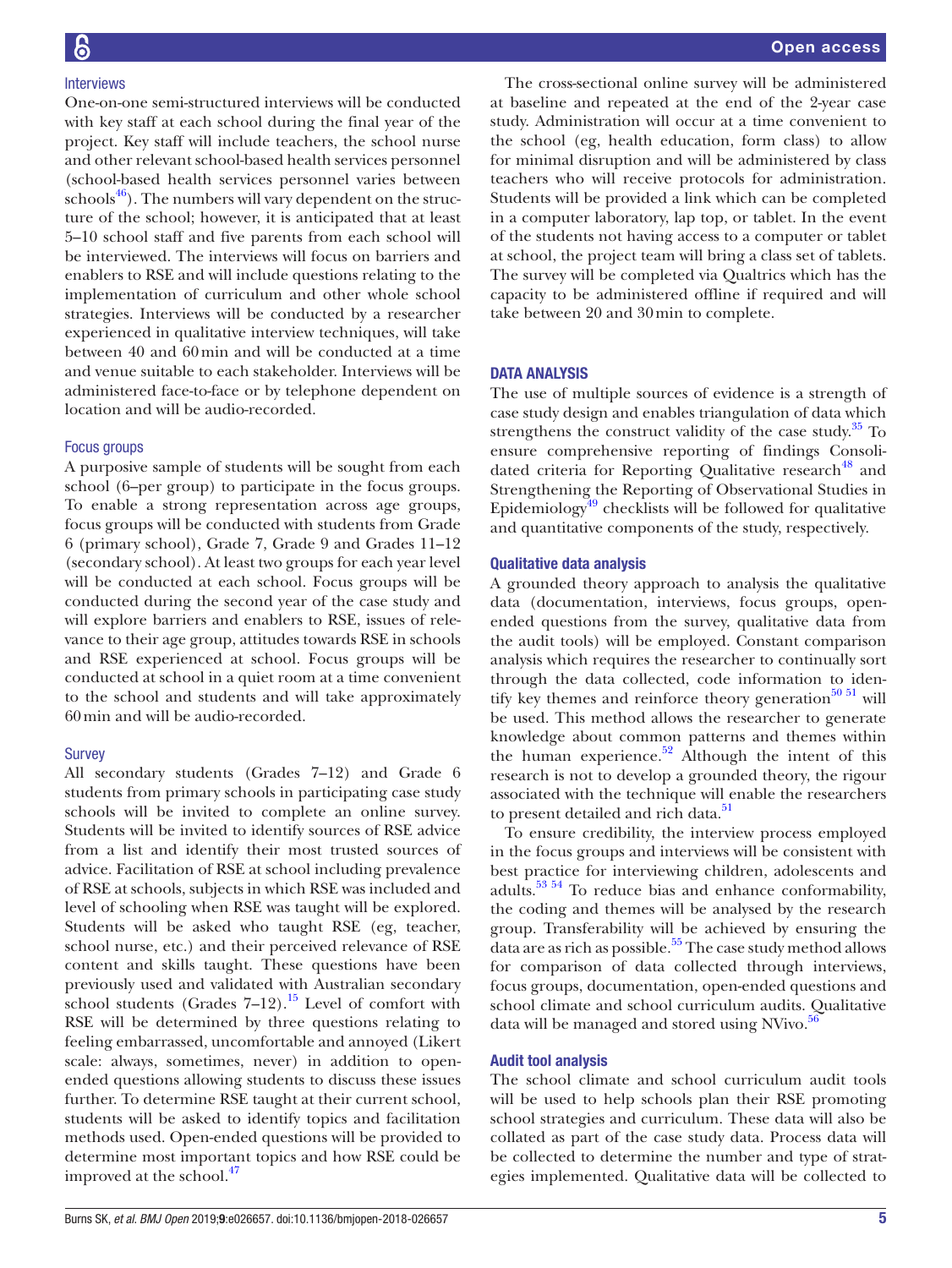### Interviews

One-on-one semi-structured interviews will be conducted with key staff at each school during the final year of the project. Key staff will include teachers, the school nurse and other relevant school-based health services personnel (school-based health services personnel varies between schools[46]). The numbers will vary dependent on the structure of the school; however, it is anticipated that at least 5–10 school staff and five parents from each school will be interviewed. The interviews will focus on barriers and enablers to RSE and will include questions relating to the implementation of curriculum and other whole school strategies. Interviews will be conducted by a researcher experienced in qualitative interview techniques, will take between 40 and 60 min and will be conducted at a time and venue suitable to each stakeholder. Interviews will be administered face-to-face or by telephone dependent on location and will be audio-recorded.

### Focus groups

A purposive sample of students will be sought from each school (6–per group) to participate in the focus groups. To enable a strong representation across age groups, focus groups will be conducted with students from Grade 6 (primary school), Grade 7, Grade 9 and Grades 11–12 (secondary school). At least two groups for each year level will be conducted at each school. Focus groups will be conducted during the second year of the case study and will explore barriers and enablers to RSE, issues of relevance to their age group, attitudes towards RSE in schools and RSE experienced at school. Focus groups will be conducted at school in a quiet room at a time convenient to the school and students and will take approximately 60 min and will be audio-recorded.

### Survey

All secondary students (Grades 7–12) and Grade 6 students from primary schools in participating case study schools will be invited to complete an online survey. Students will be invited to identify sources of RSE advice from a list and identify their most trusted sources of advice. Facilitation of RSE at school including prevalence of RSE at schools, subjects in which RSE was included and level of schooling when RSE was taught will be explored. Students will be asked who taught RSE (eg, teacher, school nurse, etc.) and their perceived relevance of RSE content and skills taught. These questions have been previously used and validated with Australian secondary school students (Grades 7–12).[15] Level of comfort with RSE will be determined by three questions relating to feeling embarrassed, uncomfortable and annoyed (Likert scale: always, sometimes, never) in addition to open-ended questions allowing students to discuss these issues further. To determine RSE taught at their current school, students will be asked to identify topics and facilitation methods used. Open-ended questions will be provided to determine most important topics and how RSE could be improved at the school.[47]

The cross-sectional online survey will be administered at baseline and repeated at the end of the 2-year case study. Administration will occur at a time convenient to the school (eg, health education, form class) to allow for minimal disruption and will be administered by class teachers who will receive protocols for administration. Students will be provided a link which can be completed in a computer laboratory, lap top, or tablet. In the event of the students not having access to a computer or tablet at school, the project team will bring a class set of tablets. The survey will be completed via Qualtrics which has the capacity to be administered offline if required and will take between 20 and 30 min to complete.

## DATA ANALYSIS

The use of multiple sources of evidence is a strength of case study design and enables triangulation of data which strengthens the construct validity of the case study.[35] To ensure comprehensive reporting of findings Consolidated criteria for Reporting Qualitative research[48] and Strengthening the Reporting of Observational Studies in Epidemiology[49] checklists will be followed for qualitative and quantitative components of the study, respectively.

### Qualitative data analysis

A grounded theory approach to analysis the qualitative data (documentation, interviews, focus groups, open-ended questions from the survey, qualitative data from the audit tools) will be employed. Constant comparison analysis which requires the researcher to continually sort through the data collected, code information to identify key themes and reinforce theory generation[50,51] will be used. This method allows the researcher to generate knowledge about common patterns and themes within the human experience.[52] Although the intent of this research is not to develop a grounded theory, the rigour associated with the technique will enable the researchers to present detailed and rich data.[51]

To ensure credibility, the interview process employed in the focus groups and interviews will be consistent with best practice for interviewing children, adolescents and adults.[53,54] To reduce bias and enhance conformability, the coding and themes will be analysed by the research group. Transferability will be achieved by ensuring the data are as rich as possible.[55] The case study method allows for comparison of data collected through interviews, focus groups, documentation, open-ended questions and school climate and school curriculum audits. Qualitative data will be managed and stored using NVivo.[56]

### Audit tool analysis

The school climate and school curriculum audit tools will be used to help schools plan their RSE promoting school strategies and curriculum. These data will also be collated as part of the case study data. Process data will be collected to determine the number and type of strategies implemented. Qualitative data will be collected to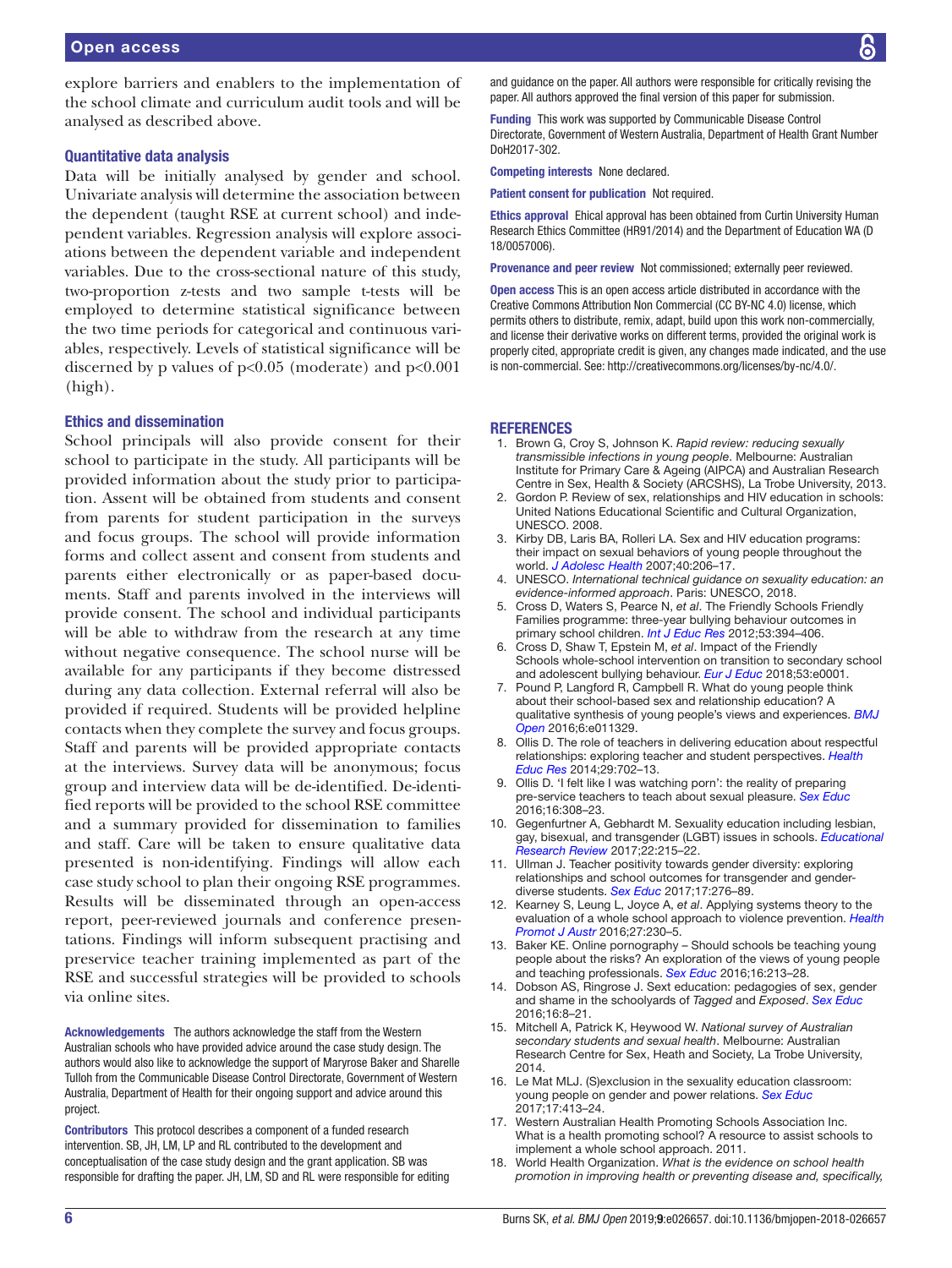explore barriers and enablers to the implementation of the school climate and curriculum audit tools and will be analysed as described above.

### Quantitative data analysis

Data will be initially analysed by gender and school. Univariate analysis will determine the association between the dependent (taught RSE at current school) and independent variables. Regression analysis will explore associations between the dependent variable and independent variables. Due to the cross-sectional nature of this study, two-proportion z-tests and two sample t-tests will be employed to determine statistical significance between the two time periods for categorical and continuous variables, respectively. Levels of statistical significance will be discerned by p values of $p<0.05$ (moderate) and $p<0.001$ (high).

### Ethics and dissemination

School principals will also provide consent for their school to participate in the study. All participants will be provided information about the study prior to participation. Assent will be obtained from students and consent from parents for student participation in the surveys and focus groups. The school will provide information forms and collect assent and consent from students and parents either electronically or as paper-based documents. Staff and parents involved in the interviews will provide consent. The school and individual participants will be able to withdraw from the research at any time without negative consequence. The school nurse will be available for any participants if they become distressed during any data collection. External referral will also be provided if required. Students will be provided helpline contacts when they complete the survey and focus groups. Staff and parents will be provided appropriate contacts at the interviews. Survey data will be anonymous; focus group and interview data will be de-identified. De-identified reports will be provided to the school RSE committee and a summary provided for dissemination to families and staff. Care will be taken to ensure qualitative data presented is non-identifying. Findings will allow each case study school to plan their ongoing RSE programmes. Results will be disseminated through an open-access report, peer-reviewed journals and conference presentations. Findings will inform subsequent practising and preservice teacher training implemented as part of the RSE and successful strategies will be provided to schools via online sites.

**Acknowledgements** The authors acknowledge the staff from the Western Australian schools who have provided advice around the case study design. The authors would also like to acknowledge the support of Maryrose Baker and Sharelle Tulloh from the Communicable Disease Control Directorate, Government of Western Australia, Department of Health for their ongoing support and advice around this project.

**Contributors** This protocol describes a component of a funded research intervention. SB, JH, LM, LP and RL contributed to the development and conceptualisation of the case study design and the grant application. SB was responsible for drafting the paper. JH, LM, SD and RL were responsible for editing and guidance on the paper. All authors were responsible for critically revising the paper. All authors approved the final version of this paper for submission.

**Funding** This work was supported by Communicable Disease Control Directorate, Government of Western Australia, Department of Health Grant Number DoH2017-302.

**Competing interests** None declared.

**Patient consent for publication** Not required.

**Ethics approval** Ehical approval has been obtained from Curtin University Human Research Ethics Committee (HR91/2014) and the Department of Education WA (D 18/0057006).

**Provenance and peer review** Not commissioned; externally peer reviewed.

**Open access** This is an open access article distributed in accordance with the Creative Commons Attribution Non Commercial (CC BY-NC 4.0) license, which permits others to distribute, remix, adapt, build upon this work non-commercially, and license their derivative works on different terms, provided the original work is properly cited, appropriate credit is given, any changes made indicated, and the use is non-commercial. See: http://creativecommons.org/licenses/by-nc/4.0/.

## REFERENCES

1. Brown G, Croy S, Johnson K. *Rapid review: reducing sexually transmissible infections in young people*. Melbourne: Australian Institute for Primary Care & Ageing (AIPCA) and Australian Research Centre in Sex, Health & Society (ARCSHS), La Trobe University, 2013.
2. Gordon P. Review of sex, relationships and HIV education in schools: United Nations Educational Scientific and Cultural Organization, UNESCO. 2008.
3. Kirby DB, Laris BA, Rolleri LA. Sex and HIV education programs: their impact on sexual behaviors of young people throughout the world. *J Adolesc Health* 2007;40:206–17.
4. UNESCO. *International technical guidance on sexuality education: an evidence-informed approach*. Paris: UNESCO, 2018.
5. Cross D, Waters S, Pearce N, *et al*. The Friendly Schools Friendly Families programme: three-year bullying behaviour outcomes in primary school children. *Int J Educ Res* 2012;53:394–406.
6. Cross D, Shaw T, Epstein M, *et al*. Impact of the Friendly Schools whole-school intervention on transition to secondary school and adolescent bullying behaviour. *Eur J Educ* 2018;53:e0001.
7. Pound P, Langford R, Campbell R. What do young people think about their school-based sex and relationship education? A qualitative synthesis of young people's views and experiences. *BMJ Open* 2016;6:e011329.
8. Ollis D. The role of teachers in delivering education about respectful relationships: exploring teacher and student perspectives. *Health Educ Res* 2014;29:702–13.
9. Ollis D. 'I felt like I was watching porn': the reality of preparing pre-service teachers to teach about sexual pleasure. *Sex Educ* 2016;16:308–23.
10. Gegenfurtner A, Gebhardt M. Sexuality education including lesbian, gay, bisexual, and transgender (LGBT) issues in schools. *Educational Research Review* 2017;22:215–22.
11. Ullman J. Teacher positivity towards gender diversity: exploring relationships and school outcomes for transgender and gender-diverse students. *Sex Educ* 2017;17:276–89.
12. Kearney S, Leung L, Joyce A, *et al*. Applying systems theory to the evaluation of a whole school approach to violence prevention. *Health Promot J Austr* 2016;27:230–5.
13. Baker KE. Online pornography – Should schools be teaching young people about the risks? An exploration of the views of young people and teaching professionals. *Sex Educ* 2016;16:213–28.
14. Dobson AS, Ringrose J. Sext education: pedagogies of sex, gender and shame in the schoolyards of *Tagged* and *Exposed*. *Sex Educ* 2016;16:8–21.
15. Mitchell A, Patrick K, Heywood W. *National survey of Australian secondary students and sexual health*. Melbourne: Australian Research Centre for Sex, Heath and Society, La Trobe University, 2014.
16. Le Mat MLJ. (S)exclusion in the sexuality education classroom: young people on gender and power relations. *Sex Educ* 2017;17:413–24.
17. Western Australian Health Promoting Schools Association Inc. What is a health promoting school? A resource to assist schools to implement a whole school approach. 2011.
18. World Health Organization. *What is the evidence on school health promotion in improving health or preventing disease and, specifically,*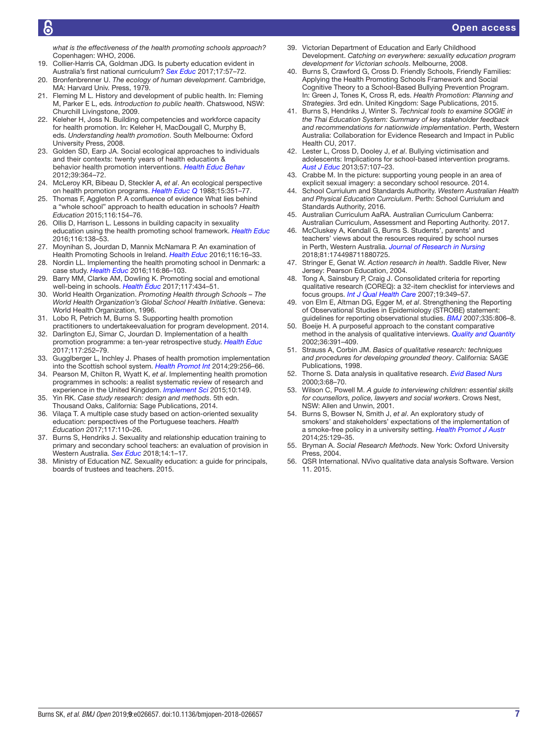*what is the effectiveness of the health promoting schools approach?* Copenhagen: WHO, 2006.

19. Collier-Harris CA, Goldman JDG. Is puberty education evident in Australia's first national curriculum? *Sex Educ* 2017;17:57–72.
20. Bronfenbrenner U. *The ecology of human development*. Cambridge, MA: Harvard Univ. Press, 1979.
21. Fleming M L. History and development of public health. In: Fleming M, Parker E L, eds. *Introduction to public health*. Chatswood, NSW: Churchill Livingstone, 2009.
22. Keleher H, Joss N. Building competencies and workforce capacity for health promotion. In: Keleher H, MacDougall C, Murphy B, eds. *Understanding health promotion*. South Melbourne: Oxford University Press, 2008.
23. Golden SD, Earp JA. Social ecological approaches to individuals and their contexts: twenty years of health education & behavior health promotion interventions. *Health Educ Behav* 2012;39:364–72.
24. McLeroy KR, Bibeau D, Steckler A, *et al*. An ecological perspective on health promotion programs. *Health Educ Q* 1988;15:351–77.
25. Thomas F, Aggleton P. A confluence of evidence What lies behind a "whole school" approach to health education in schools? *Health Education* 2015;116:154–76.
26. Ollis D, Harrison L. Lessons in building capacity in sexuality education using the health promoting school framework. *Health Educ* 2016;116:138–53.
27. Moynihan S, Jourdan D, Mannix McNamara P. An examination of Health Promoting Schools in Ireland. *Health Educ* 2016;116:16–33.
28. Nordin LL. Implementing the health promoting school in Denmark: a case study. *Health Educ* 2016;116:86–103.
29. Barry MM, Clarke AM, Dowling K. Promoting social and emotional well-being in schools. *Health Educ* 2017;117:434–51.
30. World Health Organization. *Promoting Health through Schools – The World Health Organization's Global School Health Initiative*. Geneva: World Health Organization, 1996.
31. Lobo R, Petrich M, Burns S. Supporting health promotion practitioners to undertakeevaluation for program development. 2014.
32. Darlington EJ, Simar C, Jourdan D. Implementation of a health promotion programme: a ten-year retrospective study. *Health Educ* 2017;117:252–79.
33. Gugglberger L, Inchley J. Phases of health promotion implementation into the Scottish school system. *Health Promot Int* 2014;29:256–66.
34. Pearson M, Chilton R, Wyatt K, *et al*. Implementing health promotion programmes in schools: a realist systematic review of research and experience in the United Kingdom. *Implement Sci* 2015;10:149.
35. Yin RK. *Case study research: design and methods*. 5th edn. Thousand Oaks, California: Sage Publications, 2014.
36. Vilaça T. A multiple case study based on action-oriented sexuality education: perspectives of the Portuguese teachers. *Health Education* 2017;117:110–26.
37. Burns S, Hendriks J. Sexuality and relationship education training to primary and secondary school teachers: an evaluation of provision in Western Australia. *Sex Educ* 2018;14:1–17.
38. Ministry of Education NZ. Sexuality education: a guide for principals, boards of trustees and teachers. 2015.
39. Victorian Department of Education and Early Childhood Development. *Catching on everywhere: sexuality education program development for Victorian schools*. Melbourne, 2008.
40. Burns S, Crawford G, Cross D. Friendly Schools, Friendly Families: Applying the Health Promoting Schools Framework and Social Cognitive Theory to a School-Based Bullying Prevention Program. In: Green J, Tones K, Cross R, eds. *Health Promotion: Planning and Strategies*. 3rd edn. United Kingdom: Sage Publications, 2015.
41. Burns S, Hendriks J, Winter S. *Technical tools to examine SOGIE in the Thai Education System: Summary of key stakeholder feedback and recommendations for nationwide implementation*. Perth, Western Australia: Collaboration for Evidence Research and Impact in Public Health CU, 2017.
42. Lester L, Cross D, Dooley J, *et al*. Bullying victimisation and adolescents: Implications for school-based intervention programs. *Aust J Educ* 2013;57:107–23.
43. Crabbe M. In the picture: supporting young people in an area of explicit sexual imagery: a secondary school resource. 2014.
44. School Curriulum and Standards Authority. *Western Australian Health and Physical Education Curriculum*. Perth: School Curriulum and Standards Authority, 2016.
45. Australian Curriculum AaRA. Australian Curriculum Canberra: Australian Curriculum, Assessment and Reporting Authority. 2017.
46. McCluskey A, Kendall G, Burns S. Students', parents' and teachers' views about the resources required by school nurses in Perth, Western Australia. *Journal of Research in Nursing* 2018;81:174498711880725.
47. Stringer E, Genat W. *Action research in health*. Saddle River, New Jersey: Pearson Education, 2004.
48. Tong A, Sainsbury P, Craig J. Consolidated criteria for reporting qualitative research (COREQ): a 32-item checklist for interviews and focus groups. *Int J Qual Health Care* 2007;19:349–57.
49. von Elm E, Altman DG, Egger M, *et al*. Strengthening the Reporting of Observational Studies in Epidemiology (STROBE) statement: guidelines for reporting observational studies. *BMJ* 2007;335:806–8.
50. Boeije H. A purposeful approach to the constant comparative method in the analysis of qualitative interviews. *Quality and Quantity* 2002;36:391–409.
51. Strauss A, Corbin JM. *Basics of qualitative research: techniques and procedures for developing grounded theory*. California: SAGE Publications, 1998.
52. Thorne S. Data analysis in qualitative research. *Evid Based Nurs* 2000;3:68–70.
53. Wilson C, Powell M. *A guide to interviewing children: essential skills for counsellors, police, lawyers and social workers*. Crows Nest, NSW: Allen and Unwin, 2001.
54. Burns S, Bowser N, Smith J, *et al*. An exploratory study of smokers' and stakeholders' expectations of the implementation of a smoke-free policy in a university setting. *Health Promot J Austr* 2014;25:129–35.
55. Bryman A. *Social Research Methods*. New York: Oxford University Press, 2004.
56. QSR International. NVivo qualitative data analysis Software. Version 11. 2015.